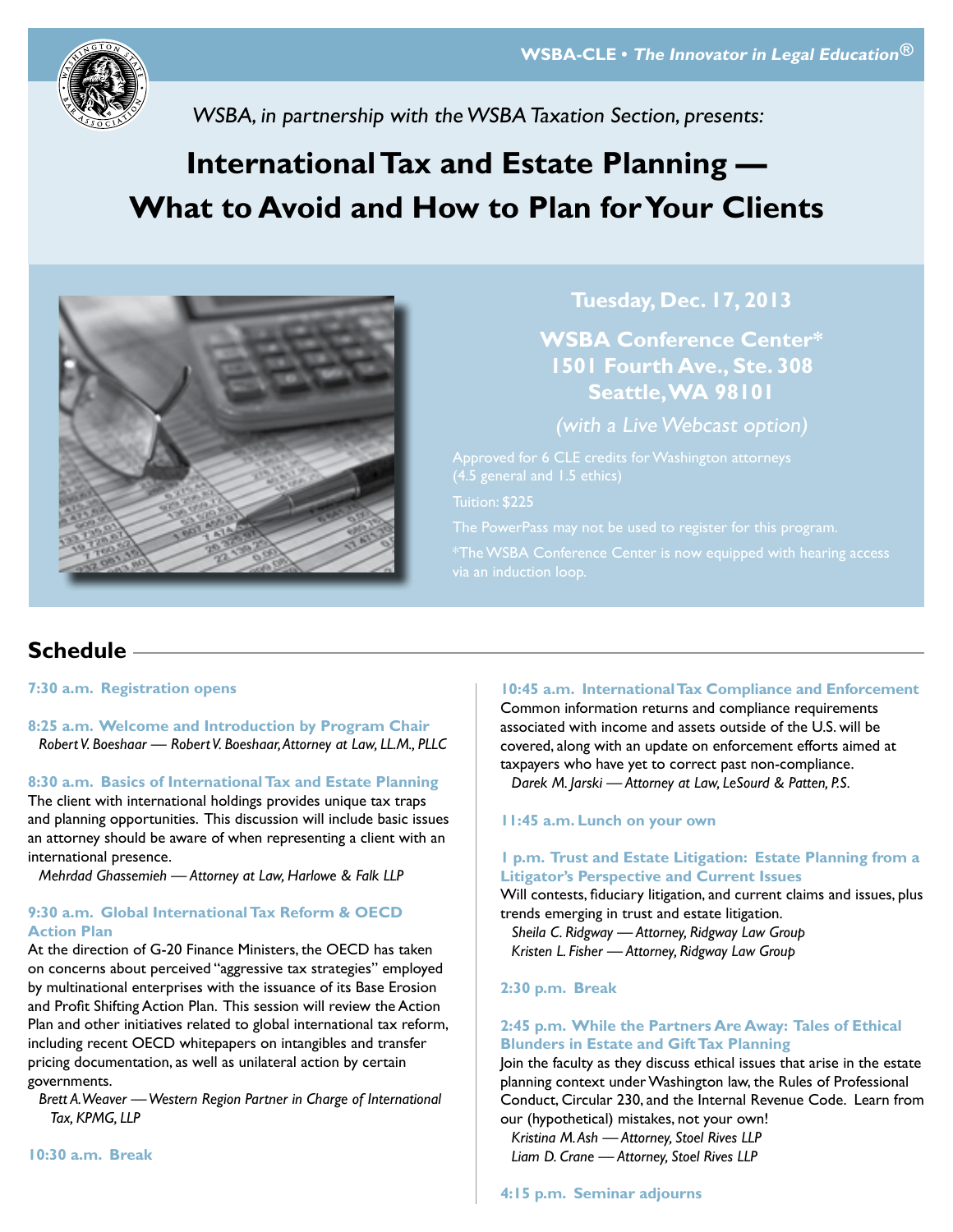WSBA-CLE • *The Innovator in Legal Education®*

*WSBA, in partnership with the WSBA Taxation Section, presents:*

# International Tax and Estate Planning — What to Avoid and How to Plan for Your Clients

**Tuesday, Dec. 17, 2013**

**WSBA Conference Center***
**1501 Fourth Ave., Ste. 308**
**Seattle, WA 98101**

*(with a Live Webcast option)*

Approved for 6 CLE credits for Washington attorneys (4.5 general and 1.5 ethics)

Tuition: $225

The PowerPass may not be used to register for this program.

*The WSBA Conference Center is now equipped with hearing access via an induction loop.

## Schedule

**7:30 a.m. Registration opens**

**8:25 a.m. Welcome and Introduction by Program Chair**
*Robert V. Boeshaar — Robert V. Boeshaar, Attorney at Law, LL.M., PLLC*

**8:30 a.m. Basics of International Tax and Estate Planning**
The client with international holdings provides unique tax traps and planning opportunities. This discussion will include basic issues an attorney should be aware of when representing a client with an international presence.
*Mehrdad Ghassemieh — Attorney at Law, Harlowe & Falk LLP*

**9:30 a.m. Global International Tax Reform & OECD Action Plan**
At the direction of G-20 Finance Ministers, the OECD has taken on concerns about perceived "aggressive tax strategies" employed by multinational enterprises with the issuance of its Base Erosion and Profit Shifting Action Plan. This session will review the Action Plan and other initiatives related to global international tax reform, including recent OECD whitepapers on intangibles and transfer pricing documentation, as well as unilateral action by certain governments.
*Brett A. Weaver — Western Region Partner in Charge of International Tax, KPMG, LLP*

**10:30 a.m. Break**

**10:45 a.m. International Tax Compliance and Enforcement**
Common information returns and compliance requirements associated with income and assets outside of the U.S. will be covered, along with an update on enforcement efforts aimed at taxpayers who have yet to correct past non-compliance.
*Darek M. Jarski — Attorney at Law, LeSourd & Patten, P.S.*

**11:45 a.m. Lunch on your own**

**1 p.m. Trust and Estate Litigation: Estate Planning from a Litigator's Perspective and Current Issues**
Will contests, fiduciary litigation, and current claims and issues, plus trends emerging in trust and estate litigation.
*Sheila C. Ridgway — Attorney, Ridgway Law Group*
*Kristen L. Fisher — Attorney, Ridgway Law Group*

**2:30 p.m. Break**

**2:45 p.m. While the Partners Are Away: Tales of Ethical Blunders in Estate and Gift Tax Planning**
Join the faculty as they discuss ethical issues that arise in the estate planning context under Washington law, the Rules of Professional Conduct, Circular 230, and the Internal Revenue Code. Learn from our (hypothetical) mistakes, not your own!
*Kristina M. Ash — Attorney, Stoel Rives LLP*
*Liam D. Crane — Attorney, Stoel Rives LLP*

**4:15 p.m. Seminar adjourns**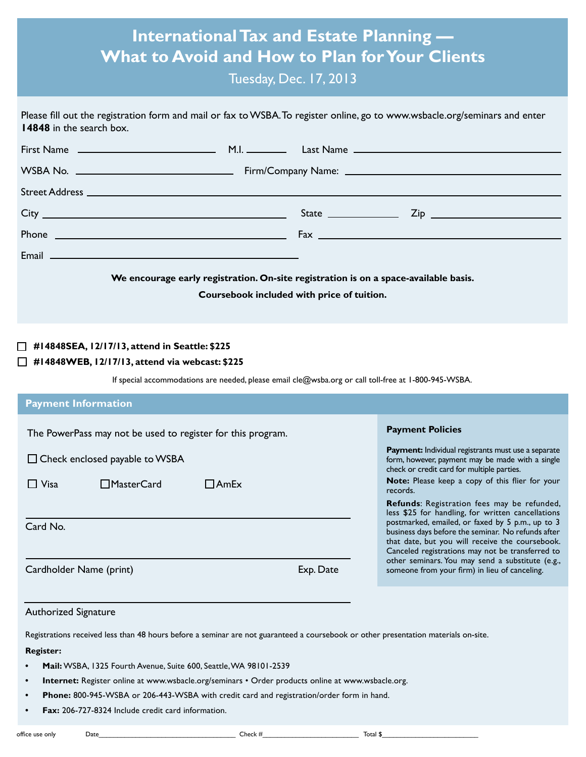# International Tax and Estate Planning — What to Avoid and How to Plan for Your Clients

Tuesday, Dec. 17, 2013

Please fill out the registration form and mail or fax to WSBA. To register online, go to www.wsbacle.org/seminars and enter **14848** in the search box.

First Name ______________________ M.I. ________ Last Name ______________________________

WSBA No. ______________________ Firm/Company Name: ______________________________

Street Address ______________________________________________________________

City ______________________________ State ____________ Zip ____________________

Phone ______________________________ Fax ________________________________________

Email ______________________________________

**We encourage early registration. On-site registration is on a space-available basis.**

**Coursebook included with price of tuition.**

- ☐ **#14848SEA, 12/17/13, attend in Seattle: $225**
- ☐ **#14848WEB, 12/17/13, attend via webcast: $225**

If special accommodations are needed, please email cle@wsba.org or call toll-free at 1-800-945-WSBA.

## Payment Information

The PowerPass may not be used to register for this program.

☐ Check enclosed payable to WSBA

☐ Visa ☐ MasterCard ☐ AmEx

______________________________________________
Card No.

______________________________________________
Cardholder Name (print) Exp. Date

______________________________________________
Authorized Signature

### Payment Policies

**Payment:** Individual registrants must use a separate form, however, payment may be made with a single check or credit card for multiple parties.

**Note:** Please keep a copy of this flier for your records.

**Refunds**: Registration fees may be refunded, less $25 for handling, for written cancellations postmarked, emailed, or faxed by 5 p.m., up to 3 business days before the seminar. No refunds after that date, but you will receive the coursebook. Canceled registrations may not be transferred to other seminars. You may send a substitute (e.g., someone from your firm) in lieu of canceling.

Registrations received less than 48 hours before a seminar are not guaranteed a coursebook or other presentation materials on-site.

**Register:**

- **Mail:** WSBA, 1325 Fourth Avenue, Suite 600, Seattle, WA 98101-2539
- **Internet:** Register online at www.wsbacle.org/seminars • Order products online at www.wsbacle.org.
- **Phone:** 800-945-WSBA or 206-443-WSBA with credit card and registration/order form in hand.
- **Fax:** 206-727-8324 Include credit card information.

office use only Date______________________ Check #______________________ Total $______________________